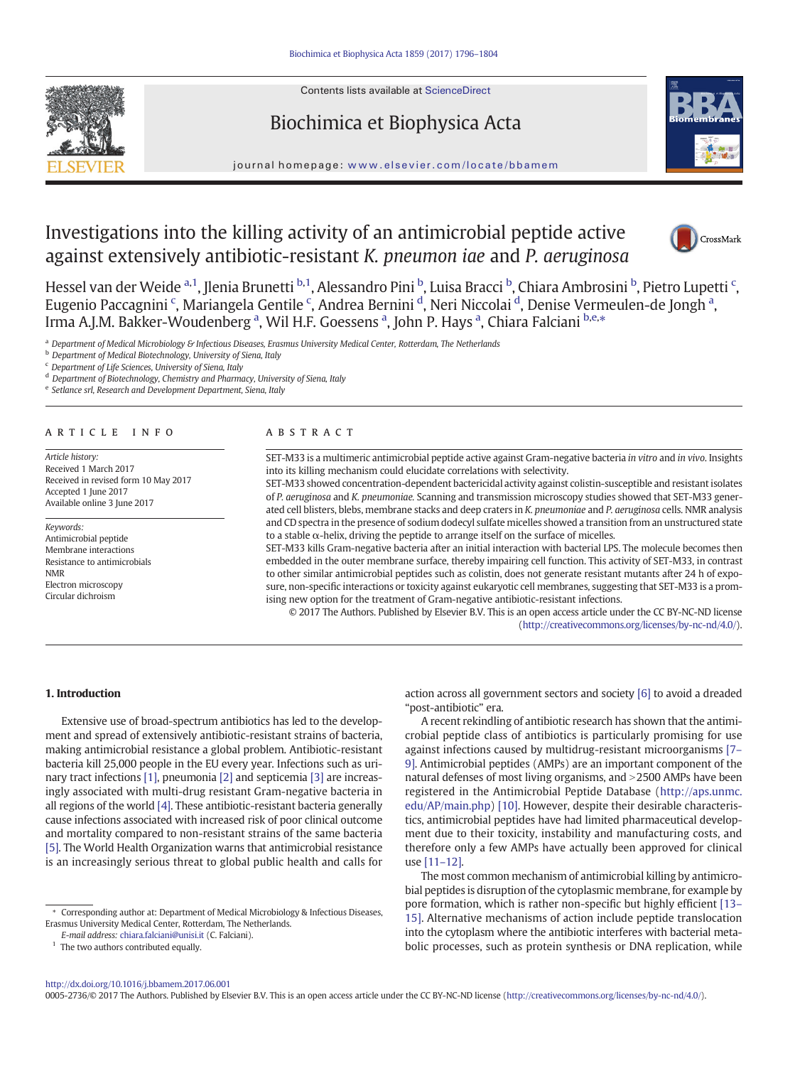Contents lists available at ScienceDirect

Biochimica et Biophysica Acta

journal homepage: www.elsevier.com/locate/bbamem

# Investigations into the killing activity of an antimicrobial peptide active against extensively antibiotic-resistant *K. pneumoniae* and *P. aeruginosa*

Hessel van der Weide [a,1], Jlenia Brunetti [b,1], Alessandro Pini [b], Luisa Bracci [b], Chiara Ambrosini [b], Pietro Lupetti [c], Eugenio Paccagnini [c], Mariangela Gentile [c], Andrea Bernini [d], Neri Niccolai [d], Denise Vermeulen-de Jongh [a], Irma A.J.M. Bakker-Woudenberg [a], Wil H.F. Goessens [a], John P. Hays [a], Chiara Falciani [b,e,*]

[a] Department of Medical Microbiology & Infectious Diseases, Erasmus University Medical Center, Rotterdam, The Netherlands
[b] Department of Medical Biotechnology, University of Siena, Italy
[c] Department of Life Sciences, University of Siena, Italy
[d] Department of Biotechnology, Chemistry and Pharmacy, University of Siena, Italy
[e] Setlance srl, Research and Development Department, Siena, Italy

## ARTICLE INFO

*Article history:*
Received 1 March 2017
Received in revised form 10 May 2017
Accepted 1 June 2017
Available online 3 June 2017

*Keywords:*
Antimicrobial peptide
Membrane interactions
Resistance to antimicrobials
NMR
Electron microscopy
Circular dichroism

## ABSTRACT

SET-M33 is a multimeric antimicrobial peptide active against Gram-negative bacteria *in vitro* and *in vivo*. Insights into its killing mechanism could elucidate correlations with selectivity.

SET-M33 showed concentration-dependent bactericidal activity against colistin-susceptible and resistant isolates of *P. aeruginosa* and *K. pneumoniae*. Scanning and transmission microscopy studies showed that SET-M33 generated cell blisters, blebs, membrane stacks and deep craters in *K. pneumoniae* and *P. aeruginosa* cells. NMR analysis and CD spectra in the presence of sodium dodecyl sulfate micelles showed a transition from an unstructured state to a stable α-helix, driving the peptide to arrange itself on the surface of micelles.

SET-M33 kills Gram-negative bacteria after an initial interaction with bacterial LPS. The molecule becomes then embedded in the outer membrane surface, thereby impairing cell function. This activity of SET-M33, in contrast to other similar antimicrobial peptides such as colistin, does not generate resistant mutants after 24 h of exposure, non-specific interactions or toxicity against eukaryotic cell membranes, suggesting that SET-M33 is a promising new option for the treatment of Gram-negative antibiotic-resistant infections.

© 2017 The Authors. Published by Elsevier B.V. This is an open access article under the CC BY-NC-ND license (http://creativecommons.org/licenses/by-nc-nd/4.0/).

## 1. Introduction

Extensive use of broad-spectrum antibiotics has led to the development and spread of extensively antibiotic-resistant strains of bacteria, making antimicrobial resistance a global problem. Antibiotic-resistant bacteria kill 25,000 people in the EU every year. Infections such as urinary tract infections [1], pneumonia [2] and septicemia [3] are increasingly associated with multi-drug resistant Gram-negative bacteria in all regions of the world [4]. These antibiotic-resistant bacteria generally cause infections associated with increased risk of poor clinical outcome and mortality compared to non-resistant strains of the same bacteria [5]. The World Health Organization warns that antimicrobial resistance is an increasingly serious threat to global public health and calls for action across all government sectors and society [6] to avoid a dreaded "post-antibiotic" era.

A recent rekindling of antibiotic research has shown that the antimicrobial peptide class of antibiotics is particularly promising for use against infections caused by multidrug-resistant microorganisms [7–9]. Antimicrobial peptides (AMPs) are an important component of the natural defenses of most living organisms, and >2500 AMPs have been registered in the Antimicrobial Peptide Database (http://aps.unmc.edu/AP/main.php) [10]. However, despite their desirable characteristics, antimicrobial peptides have had limited pharmaceutical development due to their toxicity, instability and manufacturing costs, and therefore only a few AMPs have actually been approved for clinical use [11–12].

The most common mechanism of antimicrobial killing by antimicrobial peptides is disruption of the cytoplasmic membrane, for example by pore formation, which is rather non-specific but highly efficient [13–15]. Alternative mechanisms of action include peptide translocation into the cytoplasm where the antibiotic interferes with bacterial metabolic processes, such as protein synthesis or DNA replication, while

* Corresponding author at: Department of Medical Microbiology & Infectious Diseases, Erasmus University Medical Center, Rotterdam, The Netherlands.
*E-mail address:* chiara.falciani@unisi.it (C. Falciani).
[1] The two authors contributed equally.

http://dx.doi.org/10.1016/j.bbamem.2017.06.001
0005-2736/© 2017 The Authors. Published by Elsevier B.V. This is an open access article under the CC BY-NC-ND license (http://creativecommons.org/licenses/by-nc-nd/4.0/).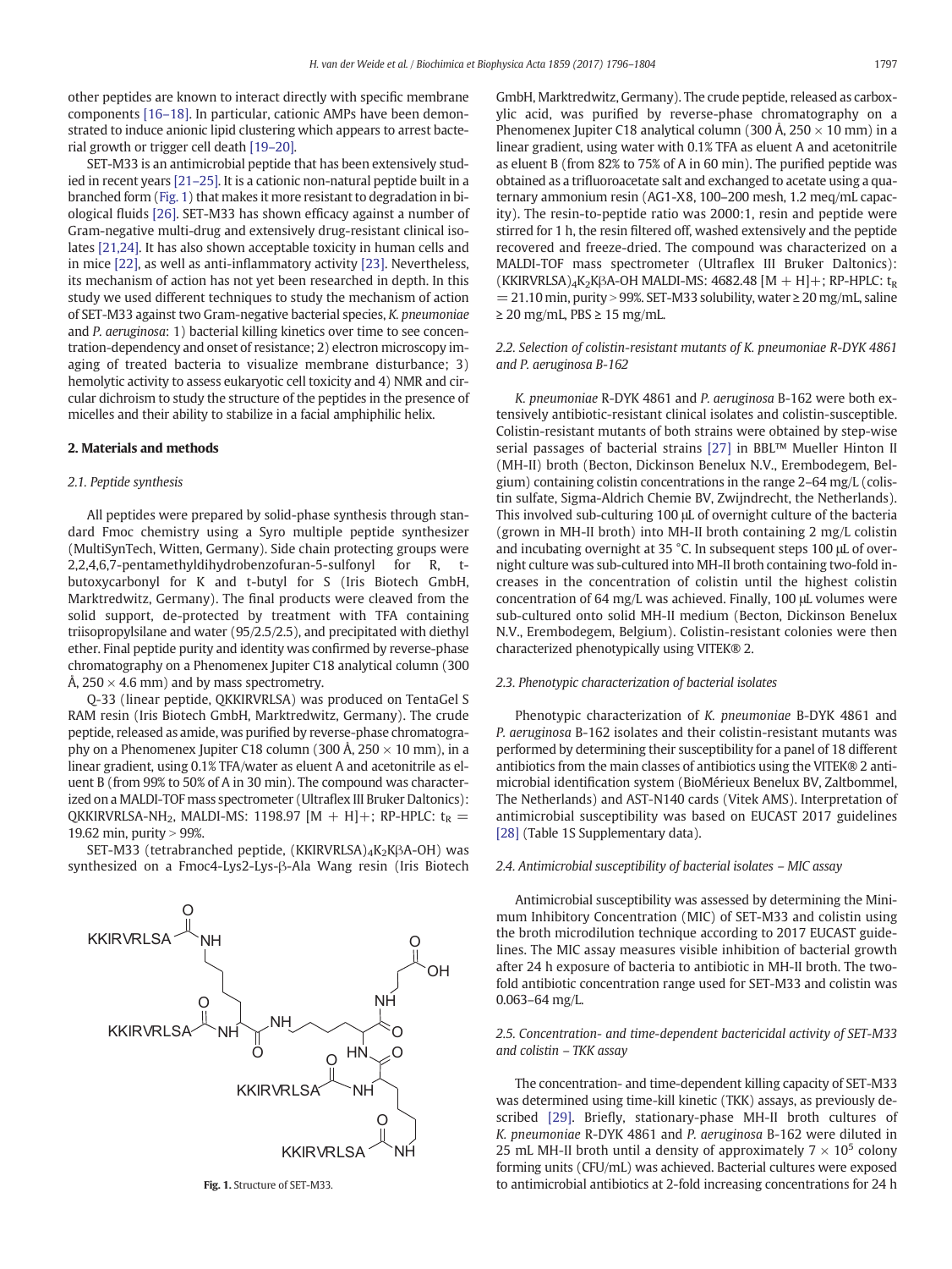other peptides are known to interact directly with specific membrane components [16–18]. In particular, cationic AMPs have been demonstrated to induce anionic lipid clustering which appears to arrest bacterial growth or trigger cell death [19–20].

SET-M33 is an antimicrobial peptide that has been extensively studied in recent years [21–25]. It is a cationic non-natural peptide built in a branched form (Fig. 1) that makes it more resistant to degradation in biological fluids [26]. SET-M33 has shown efficacy against a number of Gram-negative multi-drug and extensively drug-resistant clinical isolates [21,24]. It has also shown acceptable toxicity in human cells and in mice [22], as well as anti-inflammatory activity [23]. Nevertheless, its mechanism of action has not yet been researched in depth. In this study we used different techniques to study the mechanism of action of SET-M33 against two Gram-negative bacterial species, *K. pneumoniae* and *P. aeruginosa*: 1) bacterial killing kinetics over time to see concentration-dependency and onset of resistance; 2) electron microscopy imaging of treated bacteria to visualize membrane disturbance; 3) hemolytic activity to assess eukaryotic cell toxicity and 4) NMR and circular dichroism to study the structure of the peptides in the presence of micelles and their ability to stabilize in a facial amphiphilic helix.

## 2. Materials and methods

### 2.1. Peptide synthesis

All peptides were prepared by solid-phase synthesis through standard Fmoc chemistry using a Syro multiple peptide synthesizer (MultiSynTech, Witten, Germany). Side chain protecting groups were 2,2,4,6,7-pentamethyldihydrobenzofuran-5-sulfonyl for R, t-butoxycarbonyl for K and t-butyl for S (Iris Biotech GmbH, Marktredwitz, Germany). The final products were cleaved from the solid support, de-protected by treatment with TFA containing triisopropylsilane and water (95/2.5/2.5), and precipitated with diethyl ether. Final peptide purity and identity was confirmed by reverse-phase chromatography on a Phenomenex Jupiter C18 analytical column (300 Å, 250 × 4.6 mm) and by mass spectrometry.

Q-33 (linear peptide, QKKIRVRLSA) was produced on TentaGel S RAM resin (Iris Biotech GmbH, Marktredwitz, Germany). The crude peptide, released as amide, was purified by reverse-phase chromatography on a Phenomenex Jupiter C18 column (300 Å, 250 × 10 mm), in a linear gradient, using 0.1% TFA/water as eluent A and acetonitrile as eluent B (from 99% to 50% of A in 30 min). The compound was characterized on a MALDI-TOF mass spectrometer (Ultraflex III Bruker Daltonics): QKKIRVRLSA-$NH_2$, MALDI-MS: 1198.97 [M + H]+; RP-HPLC: $t_R$ = 19.62 min, purity > 99%.

SET-M33 (tetrabranched peptide, $(KKIRVRLSA)_4K_2K\beta A$-OH) was synthesized on a Fmoc4-Lys2-Lys-β-Ala Wang resin (Iris Biotech GmbH, Marktredwitz, Germany). The crude peptide, released as carboxylic acid, was purified by reverse-phase chromatography on a Phenomenex Jupiter C18 analytical column (300 Å, 250 × 10 mm) in a linear gradient, using water with 0.1% TFA as eluent A and acetonitrile as eluent B (from 82% to 75% of A in 60 min). The purified peptide was obtained as a trifluoroacetate salt and exchanged to acetate using a quaternary ammonium resin (AG1-X8, 100–200 mesh, 1.2 meq/mL capacity). The resin-to-peptide ratio was 2000:1, resin and peptide were stirred for 1 h, the resin filtered off, washed extensively and the peptide recovered and freeze-dried. The compound was characterized on a MALDI-TOF mass spectrometer (Ultraflex III Bruker Daltonics): $(KKIRVRLSA)_4K_2K\beta A$-OH MALDI-MS: 4682.48 [M + H]+; RP-HPLC: $t_R$ = 21.10 min, purity > 99%. SET-M33 solubility, water ≥ 20 mg/mL, saline ≥ 20 mg/mL, PBS ≥ 15 mg/mL.

Fig. 1. Structure of SET-M33.

### 2.2. Selection of colistin-resistant mutants of *K. pneumoniae* R-DYK 4861 and *P. aeruginosa* B-162

*K. pneumoniae* R-DYK 4861 and *P. aeruginosa* B-162 were both extensively antibiotic-resistant clinical isolates and colistin-susceptible. Colistin-resistant mutants of both strains were obtained by step-wise serial passages of bacterial strains [27] in BBL™ Mueller Hinton II (MH-II) broth (Becton, Dickinson Benelux N.V., Erembodegem, Belgium) containing colistin concentrations in the range 2–64 mg/L (colistin sulfate, Sigma-Aldrich Chemie BV, Zwijndrecht, the Netherlands). This involved sub-culturing 100 μL of overnight culture of the bacteria (grown in MH-II broth) into MH-II broth containing 2 mg/L colistin and incubating overnight at 35 °C. In subsequent steps 100 μL of overnight culture was sub-cultured into MH-II broth containing two-fold increases in the concentration of colistin until the highest colistin concentration of 64 mg/L was achieved. Finally, 100 μL volumes were sub-cultured onto solid MH-II medium (Becton, Dickinson Benelux N.V., Erembodegem, Belgium). Colistin-resistant colonies were then characterized phenotypically using VITEK® 2.

### 2.3. Phenotypic characterization of bacterial isolates

Phenotypic characterization of *K. pneumoniae* B-DYK 4861 and *P. aeruginosa* B-162 isolates and their colistin-resistant mutants was performed by determining their susceptibility for a panel of 18 different antibiotics from the main classes of antibiotics using the VITEK® 2 antimicrobial identification system (BioMérieux Benelux BV, Zaltbommel, The Netherlands) and AST-N140 cards (Vitek AMS). Interpretation of antimicrobial susceptibility was based on EUCAST 2017 guidelines [28] (Table 1S Supplementary data).

### 2.4. Antimicrobial susceptibility of bacterial isolates – MIC assay

Antimicrobial susceptibility was assessed by determining the Minimum Inhibitory Concentration (MIC) of SET-M33 and colistin using the broth microdilution technique according to 2017 EUCAST guidelines. The MIC assay measures visible inhibition of bacterial growth after 24 h exposure of bacteria to antibiotic in MH-II broth. The two-fold antibiotic concentration range used for SET-M33 and colistin was 0.063–64 mg/L.

### 2.5. Concentration- and time-dependent bactericidal activity of SET-M33 and colistin – TKK assay

The concentration- and time-dependent killing capacity of SET-M33 was determined using time-kill kinetic (TKK) assays, as previously described [29]. Briefly, stationary-phase MH-II broth cultures of *K. pneumoniae* R-DYK 4861 and *P. aeruginosa* B-162 were diluted in 25 mL MH-II broth until a density of approximately $7 \times 10^5$ colony forming units (CFU/mL) was achieved. Bacterial cultures were exposed to antimicrobial antibiotics at 2-fold increasing concentrations for 24 h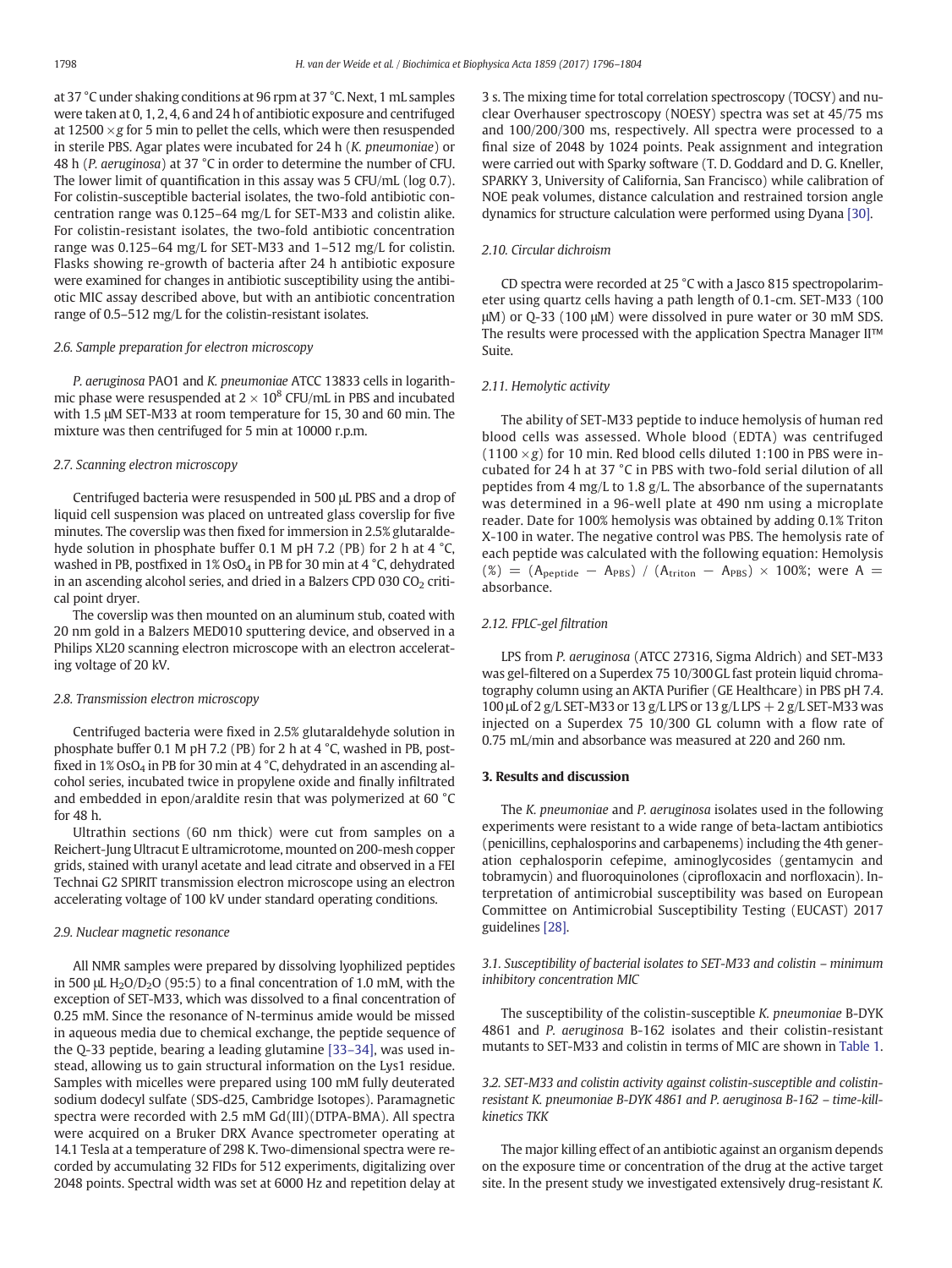at 37 °C under shaking conditions at 96 rpm at 37 °C. Next, 1 mL samples were taken at 0, 1, 2, 4, 6 and 24 h of antibiotic exposure and centrifuged at 12500 ×g for 5 min to pellet the cells, which were then resuspended in sterile PBS. Agar plates were incubated for 24 h (*K. pneumoniae*) or 48 h (*P. aeruginosa*) at 37 °C in order to determine the number of CFU. The lower limit of quantification in this assay was 5 CFU/mL (log 0.7). For colistin-susceptible bacterial isolates, the two-fold antibiotic concentration range was 0.125–64 mg/L for SET-M33 and colistin alike. For colistin-resistant isolates, the two-fold antibiotic concentration range was 0.125–64 mg/L for SET-M33 and 1–512 mg/L for colistin. Flasks showing re-growth of bacteria after 24 h antibiotic exposure were examined for changes in antibiotic susceptibility using the antibiotic MIC assay described above, but with an antibiotic concentration range of 0.5–512 mg/L for the colistin-resistant isolates.

### 2.6. Sample preparation for electron microscopy

*P. aeruginosa* PAO1 and *K. pneumoniae* ATCC 13833 cells in logarithmic phase were resuspended at $2 \times 10^8$ CFU/mL in PBS and incubated with 1.5 μM SET-M33 at room temperature for 15, 30 and 60 min. The mixture was then centrifuged for 5 min at 10000 r.p.m.

### 2.7. Scanning electron microscopy

Centrifuged bacteria were resuspended in 500 μL PBS and a drop of liquid cell suspension was placed on untreated glass coverslip for five minutes. The coverslip was then fixed for immersion in 2.5% glutaraldehyde solution in phosphate buffer 0.1 M pH 7.2 (PB) for 2 h at 4 °C, washed in PB, postfixed in 1% $OsO_4$ in PB for 30 min at 4 °C, dehydrated in an ascending alcohol series, and dried in a Balzers CPD 030 $CO_2$ critical point dryer.

The coverslip was then mounted on an aluminum stub, coated with 20 nm gold in a Balzers MED010 sputtering device, and observed in a Philips XL20 scanning electron microscope with an electron accelerating voltage of 20 kV.

### 2.8. Transmission electron microscopy

Centrifuged bacteria were fixed in 2.5% glutaraldehyde solution in phosphate buffer 0.1 M pH 7.2 (PB) for 2 h at 4 °C, washed in PB, postfixed in 1% $OsO_4$ in PB for 30 min at 4 °C, dehydrated in an ascending alcohol series, incubated twice in propylene oxide and finally infiltrated and embedded in epon/araldite resin that was polymerized at 60 °C for 48 h.

Ultrathin sections (60 nm thick) were cut from samples on a Reichert-Jung Ultracut E ultramicrotome, mounted on 200-mesh copper grids, stained with uranyl acetate and lead citrate and observed in a FEI Technai G2 SPIRIT transmission electron microscope using an electron accelerating voltage of 100 kV under standard operating conditions.

### 2.9. Nuclear magnetic resonance

All NMR samples were prepared by dissolving lyophilized peptides in 500 μL $H_2O/D_2O$ (95:5) to a final concentration of 1.0 mM, with the exception of SET-M33, which was dissolved to a final concentration of 0.25 mM. Since the resonance of N-terminus amide would be missed in aqueous media due to chemical exchange, the peptide sequence of the Q-33 peptide, bearing a leading glutamine [33–34], was used instead, allowing us to gain structural information on the Lys1 residue. Samples with micelles were prepared using 100 mM fully deuterated sodium dodecyl sulfate (SDS-d25, Cambridge Isotopes). Paramagnetic spectra were recorded with 2.5 mM Gd(III)(DTPA-BMA). All spectra were acquired on a Bruker DRX Avance spectrometer operating at 14.1 Tesla at a temperature of 298 K. Two-dimensional spectra were recorded by accumulating 32 FIDs for 512 experiments, digitalizing over 2048 points. Spectral width was set at 6000 Hz and repetition delay at 3 s. The mixing time for total correlation spectroscopy (TOCSY) and nuclear Overhauser spectroscopy (NOESY) spectra was set at 45/75 ms and 100/200/300 ms, respectively. All spectra were processed to a final size of 2048 by 1024 points. Peak assignment and integration were carried out with Sparky software (T. D. Goddard and D. G. Kneller, SPARKY 3, University of California, San Francisco) while calibration of NOE peak volumes, distance calculation and restrained torsion angle dynamics for structure calculation were performed using Dyana [30].

### 2.10. Circular dichroism

CD spectra were recorded at 25 °C with a Jasco 815 spectropolarimeter using quartz cells having a path length of 0.1-cm. SET-M33 (100 μM) or Q-33 (100 μM) were dissolved in pure water or 30 mM SDS. The results were processed with the application Spectra Manager II™ Suite.

### 2.11. Hemolytic activity

The ability of SET-M33 peptide to induce hemolysis of human red blood cells was assessed. Whole blood (EDTA) was centrifuged (1100 ×g) for 10 min. Red blood cells diluted 1:100 in PBS were incubated for 24 h at 37 °C in PBS with two-fold serial dilution of all peptides from 4 mg/L to 1.8 g/L. The absorbance of the supernatants was determined in a 96-well plate at 490 nm using a microplate reader. Date for 100% hemolysis was obtained by adding 0.1% Triton X-100 in water. The negative control was PBS. The hemolysis rate of each peptide was calculated with the following equation: Hemolysis (%) $= (A_{peptide} - A_{PBS}) / (A_{triton} - A_{PBS}) \times 100\%$; were A = absorbance.

### 2.12. FPLC-gel filtration

LPS from *P. aeruginosa* (ATCC 27316, Sigma Aldrich) and SET-M33 was gel-filtered on a Superdex 75 10/300 GL fast protein liquid chromatography column using an AKTA Purifier (GE Healthcare) in PBS pH 7.4. 100 μL of 2 g/L SET-M33 or 13 g/L LPS or 13 g/L LPS + 2 g/L SET-M33 was injected on a Superdex 75 10/300 GL column with a flow rate of 0.75 mL/min and absorbance was measured at 220 and 260 nm.

## 3. Results and discussion

The *K. pneumoniae* and *P. aeruginosa* isolates used in the following experiments were resistant to a wide range of beta-lactam antibiotics (penicillins, cephalosporins and carbapenems) including the 4th generation cephalosporin cefepime, aminoglycosides (gentamycin and tobramycin) and fluoroquinolones (ciprofloxacin and norfloxacin). Interpretation of antimicrobial susceptibility was based on European Committee on Antimicrobial Susceptibility Testing (EUCAST) 2017 guidelines [28].

### 3.1. Susceptibility of bacterial isolates to SET-M33 and colistin – minimum inhibitory concentration MIC

The susceptibility of the colistin-susceptible *K. pneumoniae* B-DYK 4861 and *P. aeruginosa* B-162 isolates and their colistin-resistant mutants to SET-M33 and colistin in terms of MIC are shown in Table 1.

### 3.2. SET-M33 and colistin activity against colistin-susceptible and colistin-resistant K. pneumoniae B-DYK 4861 and P. aeruginosa B-162 – time-kill-kinetics TKK

The major killing effect of an antibiotic against an organism depends on the exposure time or concentration of the drug at the active target site. In the present study we investigated extensively drug-resistant *K.*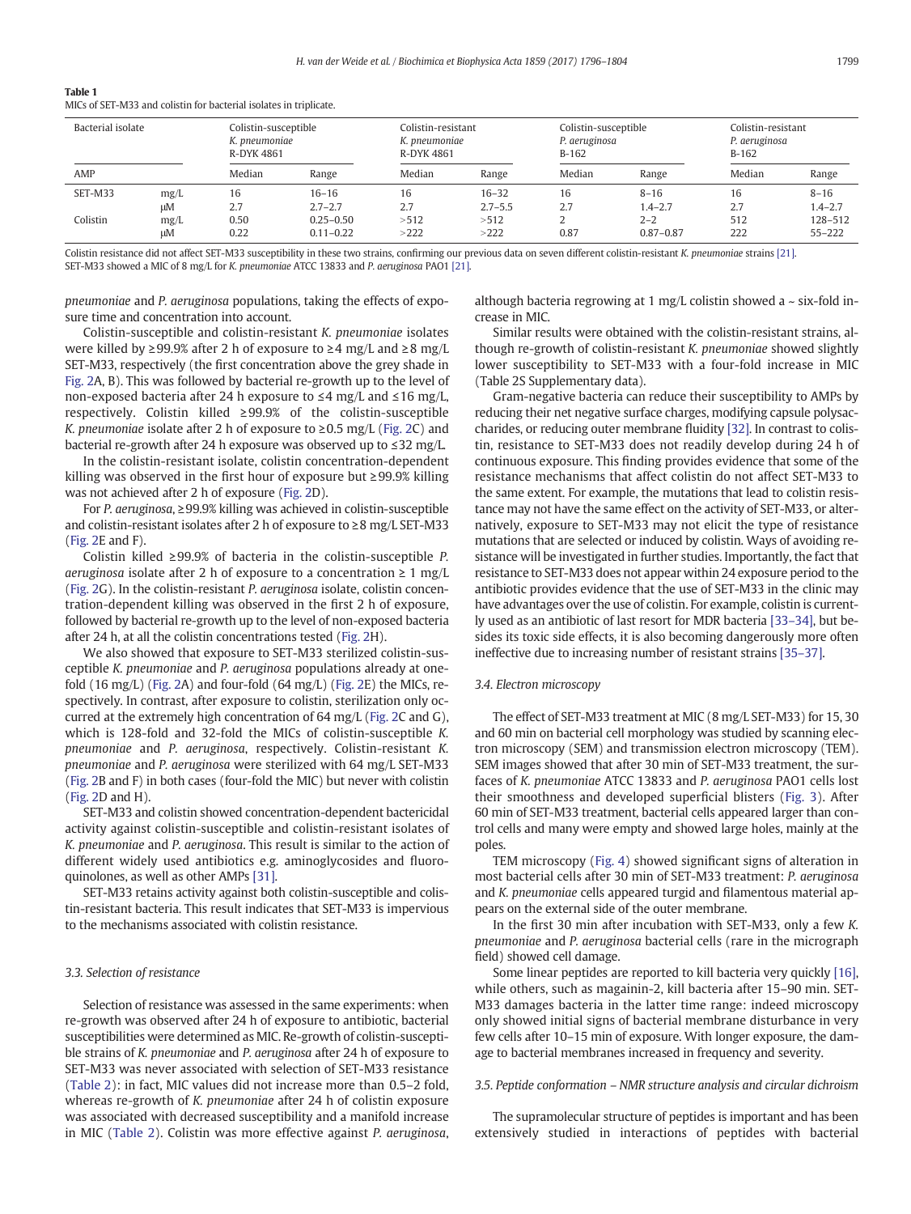**Table 1**
MICs of SET-M33 and colistin for bacterial isolates in triplicate.

| Bacterial isolate | | Colistin-susceptible *K. pneumoniae* R-DYK 4861 | | Colistin-resistant *K. pneumoniae* R-DYK 4861 | | Colistin-susceptible *P. aeruginosa* B-162 | | Colistin-resistant *P. aeruginosa* B-162 | |
|---|---|---|---|---|---|---|---|---|---|
| AMP | | Median | Range | Median | Range | Median | Range | Median | Range |
| SET-M33 | mg/L | 16 | 16–16 | 16 | 16–32 | 16 | 8–16 | 16 | 8–16 |
| | μM | 2.7 | 2.7–2.7 | 2.7 | 2.7–5.5 | 2.7 | 1.4–2.7 | 2.7 | 1.4–2.7 |
| Colistin | mg/L | 0.50 | 0.25–0.50 | >512 | >512 | 2 | 2–2 | 512 | 128–512 |
| | μM | 0.22 | 0.11–0.22 | >222 | >222 | 0.87 | 0.87–0.87 | 222 | 55–222 |

Colistin resistance did not affect SET-M33 susceptibility in these two strains, confirming our previous data on seven different colistin-resistant *K. pneumoniae* strains [21].
SET-M33 showed a MIC of 8 mg/L for *K. pneumoniae* ATCC 13833 and *P. aeruginosa* PAO1 [21].

*pneumoniae* and *P. aeruginosa* populations, taking the effects of exposure time and concentration into account.

Colistin-susceptible and colistin-resistant *K. pneumoniae* isolates were killed by ≥99.9% after 2 h of exposure to ≥4 mg/L and ≥8 mg/L SET-M33, respectively (the first concentration above the grey shade in Fig. 2A, B). This was followed by bacterial re-growth up to the level of non-exposed bacteria after 24 h exposure to ≤4 mg/L and ≤16 mg/L, respectively. Colistin killed ≥99.9% of the colistin-susceptible *K. pneumoniae* isolate after 2 h of exposure to ≥0.5 mg/L (Fig. 2C) and bacterial re-growth after 24 h exposure was observed up to ≤32 mg/L.

In the colistin-resistant isolate, colistin concentration-dependent killing was observed in the first hour of exposure but ≥99.9% killing was not achieved after 2 h of exposure (Fig. 2D).

For *P. aeruginosa*, ≥99.9% killing was achieved in colistin-susceptible and colistin-resistant isolates after 2 h of exposure to ≥8 mg/L SET-M33 (Fig. 2E and F).

Colistin killed ≥99.9% of bacteria in the colistin-susceptible *P. aeruginosa* isolate after 2 h of exposure to a concentration ≥ 1 mg/L (Fig. 2G). In the colistin-resistant *P. aeruginosa* isolate, colistin concentration-dependent killing was observed in the first 2 h of exposure, followed by bacterial re-growth up to the level of non-exposed bacteria after 24 h, at all the colistin concentrations tested (Fig. 2H).

We also showed that exposure to SET-M33 sterilized colistin-susceptible *K. pneumoniae* and *P. aeruginosa* populations already at one-fold (16 mg/L) (Fig. 2A) and four-fold (64 mg/L) (Fig. 2E) the MICs, respectively. In contrast, after exposure to colistin, sterilization only occurred at the extremely high concentration of 64 mg/L (Fig. 2C and G), which is 128-fold and 32-fold the MICs of colistin-susceptible *K. pneumoniae* and *P. aeruginosa*, respectively. Colistin-resistant *K. pneumoniae* and *P. aeruginosa* were sterilized with 64 mg/L SET-M33 (Fig. 2B and F) in both cases (four-fold the MIC) but never with colistin (Fig. 2D and H).

SET-M33 and colistin showed concentration-dependent bactericidal activity against colistin-susceptible and colistin-resistant isolates of *K. pneumoniae* and *P. aeruginosa*. This result is similar to the action of different widely used antibiotics e.g. aminoglycosides and fluoroquinolones, as well as other AMPs [31].

SET-M33 retains activity against both colistin-susceptible and colistin-resistant bacteria. This result indicates that SET-M33 is impervious to the mechanisms associated with colistin resistance.

### 3.3. Selection of resistance

Selection of resistance was assessed in the same experiments: when re-growth was observed after 24 h of exposure to antibiotic, bacterial susceptibilities were determined as MIC. Re-growth of colistin-susceptible strains of *K. pneumoniae* and *P. aeruginosa* after 24 h of exposure to SET-M33 was never associated with selection of SET-M33 resistance (Table 2): in fact, MIC values did not increase more than 0.5–2 fold, whereas re-growth of *K. pneumoniae* after 24 h of colistin exposure was associated with decreased susceptibility and a manifold increase in MIC (Table 2). Colistin was more effective against *P. aeruginosa*, although bacteria regrowing at 1 mg/L colistin showed a ~ six-fold increase in MIC.

Similar results were obtained with the colistin-resistant strains, although re-growth of colistin-resistant *K. pneumoniae* showed slightly lower susceptibility to SET-M33 with a four-fold increase in MIC (Table 2S Supplementary data).

Gram-negative bacteria can reduce their susceptibility to AMPs by reducing their net negative surface charges, modifying capsule polysaccharides, or reducing outer membrane fluidity [32]. In contrast to colistin, resistance to SET-M33 does not readily develop during 24 h of continuous exposure. This finding provides evidence that some of the resistance mechanisms that affect colistin do not affect SET-M33 to the same extent. For example, the mutations that lead to colistin resistance may not have the same effect on the activity of SET-M33, or alternatively, exposure to SET-M33 may not elicit the type of resistance mutations that are selected or induced by colistin. Ways of avoiding resistance will be investigated in further studies. Importantly, the fact that resistance to SET-M33 does not appear within 24 exposure period to the antibiotic provides evidence that the use of SET-M33 in the clinic may have advantages over the use of colistin. For example, colistin is currently used as an antibiotic of last resort for MDR bacteria [33–34], but besides its toxic side effects, it is also becoming dangerously more often ineffective due to increasing number of resistant strains [35–37].

### 3.4. Electron microscopy

The effect of SET-M33 treatment at MIC (8 mg/L SET-M33) for 15, 30 and 60 min on bacterial cell morphology was studied by scanning electron microscopy (SEM) and transmission electron microscopy (TEM). SEM images showed that after 30 min of SET-M33 treatment, the surfaces of *K. pneumoniae* ATCC 13833 and *P. aeruginosa* PAO1 cells lost their smoothness and developed superficial blisters (Fig. 3). After 60 min of SET-M33 treatment, bacterial cells appeared larger than control cells and many were empty and showed large holes, mainly at the poles.

TEM microscopy (Fig. 4) showed significant signs of alteration in most bacterial cells after 30 min of SET-M33 treatment: *P. aeruginosa* and *K. pneumoniae* cells appeared turgid and filamentous material appears on the external side of the outer membrane.

In the first 30 min after incubation with SET-M33, only a few *K. pneumoniae* and *P. aeruginosa* bacterial cells (rare in the micrograph field) showed cell damage.

Some linear peptides are reported to kill bacteria very quickly [16], while others, such as magainin-2, kill bacteria after 15–90 min. SET-M33 damages bacteria in the latter time range: indeed microscopy only showed initial signs of bacterial membrane disturbance in very few cells after 10–15 min of exposure. With longer exposure, the damage to bacterial membranes increased in frequency and severity.

### 3.5. Peptide conformation – NMR structure analysis and circular dichroism

The supramolecular structure of peptides is important and has been extensively studied in interactions of peptides with bacterial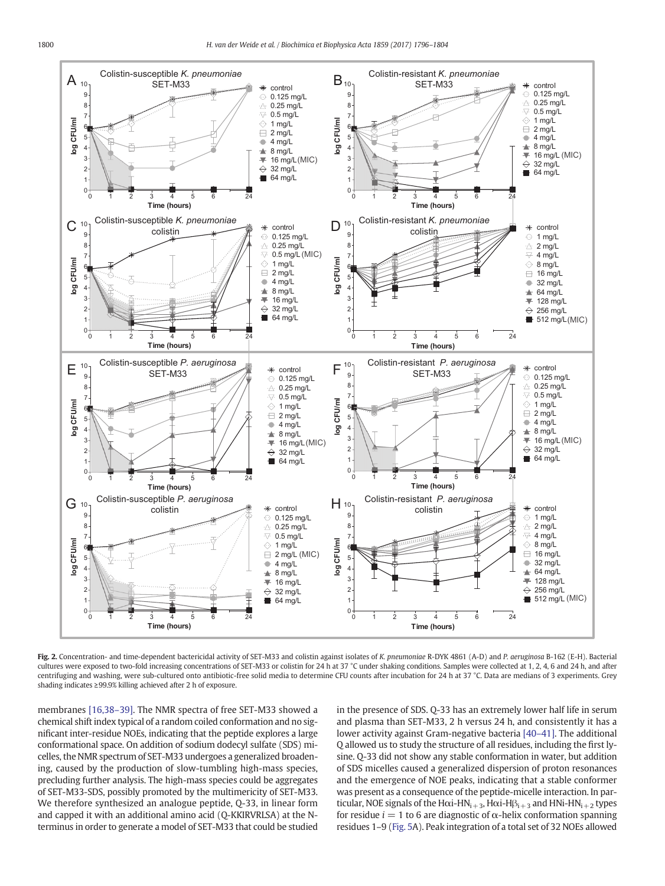**Fig. 2.** Concentration- and time-dependent bactericidal activity of SET-M33 and colistin against isolates of *K. pneumoniae* R-DYK 4861 (A-D) and *P. aeruginosa* B-162 (E-H). Bacterial cultures were exposed to two-fold increasing concentrations of SET-M33 or colistin for 24 h at 37 °C under shaking conditions. Samples were collected at 1, 2, 4, 6 and 24 h, and after centrifuging and washing, were sub-cultured onto antibiotic-free solid media to determine CFU counts after incubation for 24 h at 37 °C. Data are medians of 3 experiments. Grey shading indicates ≥99.9% killing achieved after 2 h of exposure.

membranes [16,38–39]. The NMR spectra of free SET-M33 showed a chemical shift index typical of a random coiled conformation and no significant inter-residue NOEs, indicating that the peptide explores a large conformational space. On addition of sodium dodecyl sulfate (SDS) micelles, the NMR spectrum of SET-M33 undergoes a generalized broadening, caused by the production of slow-tumbling high-mass species, precluding further analysis. The high-mass species could be aggregates of SET-M33-SDS, possibly promoted by the multimericity of SET-M33. We therefore synthesized an analogue peptide, Q-33, in linear form and capped it with an additional amino acid (Q-KKIRVRLSA) at the N-terminus in order to generate a model of SET-M33 that could be studied in the presence of SDS. Q-33 has an extremely lower half life in serum and plasma than SET-M33, 2 h versus 24 h, and consistently it has a lower activity against Gram-negative bacteria [40–41]. The additional Q allowed us to study the structure of all residues, including the first lysine. Q-33 did not show any stable conformation in water, but addition of SDS micelles caused a generalized dispersion of proton resonances and the emergence of NOE peaks, indicating that a stable conformer was present as a consequence of the peptide-micelle interaction. In particular, NOE signals of the $H\alpha i\text{-}HN_{i+3}$, $H\alpha i\text{-}H\beta_{i+3}$ and $HNi\text{-}HN_{i+2}$ types for residue $i = 1$ to 6 are diagnostic of α-helix conformation spanning residues 1–9 (Fig. 5A). Peak integration of a total set of 32 NOEs allowed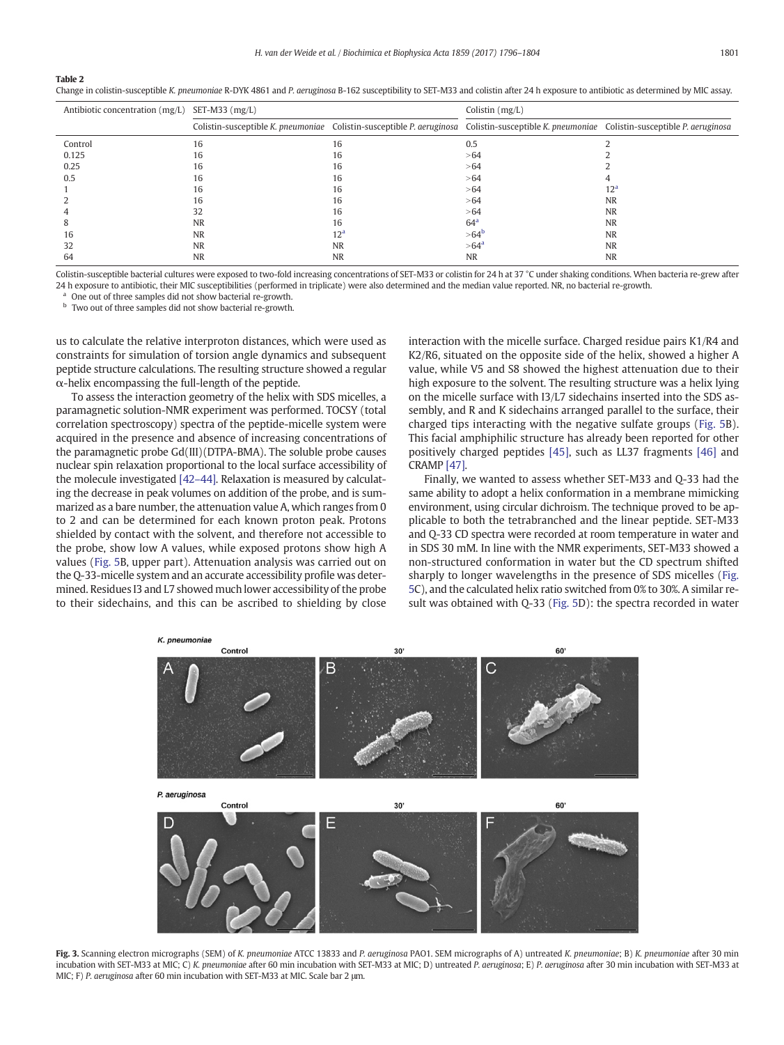**Table 2**
Change in colistin-susceptible *K. pneumoniae* R-DYK 4861 and *P. aeruginosa* B-162 susceptibility to SET-M33 and colistin after 24 h exposure to antibiotic as determined by MIC assay.

| Antibiotic concentration (mg/L) | SET-M33 (mg/L) | | Colistin (mg/L) | |
|---|---|---|---|---|
| | Colistin-susceptible *K. pneumoniae* | Colistin-susceptible *P. aeruginosa* | Colistin-susceptible *K. pneumoniae* | Colistin-susceptible *P. aeruginosa* |
| Control | 16 | 16 | 0.5 | 2 |
| 0.125 | 16 | 16 | >64 | 2 |
| 0.25 | 16 | 16 | >64 | 2 |
| 0.5 | 16 | 16 | >64 | 4 |
| 1 | 16 | 16 | >64 | 12[a] |
| 2 | 16 | 16 | >64 | NR |
| 4 | 32 | 16 | >64 | NR |
| 8 | NR | 16 | 64[a] | NR |
| 16 | NR | 12[a] | >64[b] | NR |
| 32 | NR | NR | >64[a] | NR |
| 64 | NR | NR | NR | NR |

Colistin-susceptible bacterial cultures were exposed to two-fold increasing concentrations of SET-M33 or colistin for 24 h at 37 °C under shaking conditions. When bacteria re-grew after 24 h exposure to antibiotic, their MIC susceptibilities (performed in triplicate) were also determined and the median value reported. NR, no bacterial re-growth.

[a] One out of three samples did not show bacterial re-growth.

[b] Two out of three samples did not show bacterial re-growth.

us to calculate the relative interproton distances, which were used as constraints for simulation of torsion angle dynamics and subsequent peptide structure calculations. The resulting structure showed a regular α-helix encompassing the full-length of the peptide.

To assess the interaction geometry of the helix with SDS micelles, a paramagnetic solution-NMR experiment was performed. TOCSY (total correlation spectroscopy) spectra of the peptide-micelle system were acquired in the presence and absence of increasing concentrations of the paramagnetic probe Gd(III)(DTPA-BMA). The soluble probe causes nuclear spin relaxation proportional to the local surface accessibility of the molecule investigated [42–44]. Relaxation is measured by calculating the decrease in peak volumes on addition of the probe, and is summarized as a bare number, the attenuation value A, which ranges from 0 to 2 and can be determined for each known proton peak. Protons shielded by contact with the solvent, and therefore not accessible to the probe, show low A values, while exposed protons show high A values (Fig. 5B, upper part). Attenuation analysis was carried out on the Q-33-micelle system and an accurate accessibility profile was determined. Residues I3 and L7 showed much lower accessibility of the probe to their sidechains, and this can be ascribed to shielding by close interaction with the micelle surface. Charged residue pairs K1/R4 and K2/R6, situated on the opposite side of the helix, showed a higher A value, while V5 and S8 showed the highest attenuation due to their high exposure to the solvent. The resulting structure was a helix lying on the micelle surface with I3/L7 sidechains inserted into the SDS assembly, and R and K sidechains arranged parallel to the surface, their charged tips interacting with the negative sulfate groups (Fig. 5B). This facial amphiphilic structure has already been reported for other positively charged peptides [45], such as LL37 fragments [46] and CRAMP [47].

Finally, we wanted to assess whether SET-M33 and Q-33 had the same ability to adopt a helix conformation in a membrane mimicking environment, using circular dichroism. The technique proved to be applicable to both the tetrabranched and the linear peptide. SET-M33 and Q-33 CD spectra were recorded at room temperature in water and in SDS 30 mM. In line with the NMR experiments, SET-M33 showed a non-structured conformation in water but the CD spectrum shifted sharply to longer wavelengths in the presence of SDS micelles (Fig. 5C), and the calculated helix ratio switched from 0% to 30%. A similar result was obtained with Q-33 (Fig. 5D): the spectra recorded in water

**Fig. 3.** Scanning electron micrographs (SEM) of *K. pneumoniae* ATCC 13833 and *P. aeruginosa* PAO1. SEM micrographs of A) untreated *K. pneumoniae*; B) *K. pneumoniae* after 30 min incubation with SET-M33 at MIC; C) *K. pneumoniae* after 60 min incubation with SET-M33 at MIC; D) untreated *P. aeruginosa*; E) *P. aeruginosa* after 30 min incubation with SET-M33 at MIC; F) *P. aeruginosa* after 60 min incubation with SET-M33 at MIC. Scale bar 2 μm.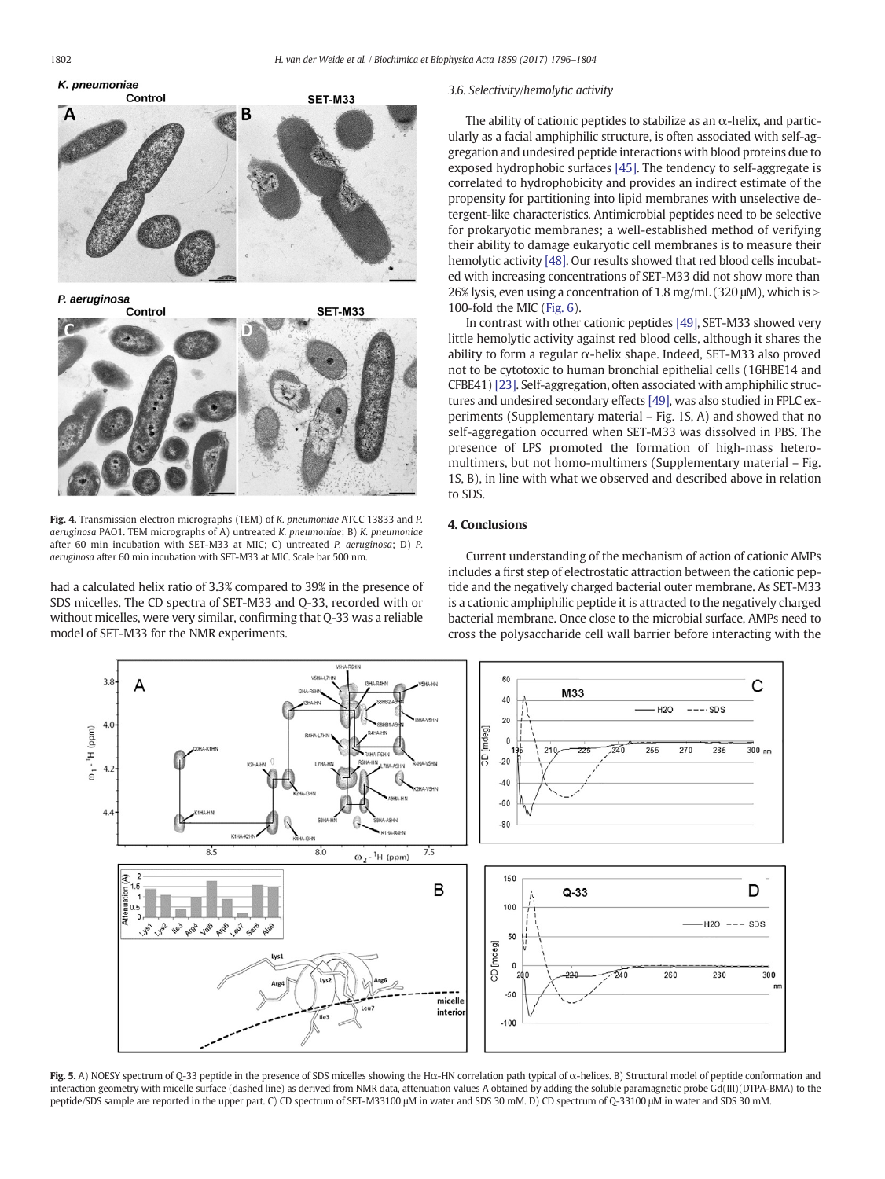Fig. 4. Transmission electron micrographs (TEM) of *K. pneumoniae* ATCC 13833 and *P. aeruginosa* PAO1. TEM micrographs of A) untreated *K. pneumoniae*; B) *K. pneumoniae* after 60 min incubation with SET-M33 at MIC; C) untreated *P. aeruginosa*; D) *P. aeruginosa* after 60 min incubation with SET-M33 at MIC. Scale bar 500 nm.

had a calculated helix ratio of 3.3% compared to 39% in the presence of SDS micelles. The CD spectra of SET-M33 and Q-33, recorded with or without micelles, were very similar, confirming that Q-33 was a reliable model of SET-M33 for the NMR experiments.

### 3.6. Selectivity/hemolytic activity

The ability of cationic peptides to stabilize as an α-helix, and particularly as a facial amphiphilic structure, is often associated with self-aggregation and undesired peptide interactions with blood proteins due to exposed hydrophobic surfaces [45]. The tendency to self-aggregate is correlated to hydrophobicity and provides an indirect estimate of the propensity for partitioning into lipid membranes with unselective detergent-like characteristics. Antimicrobial peptides need to be selective for prokaryotic membranes; a well-established method of verifying their ability to damage eukaryotic cell membranes is to measure their hemolytic activity [48]. Our results showed that red blood cells incubated with increasing concentrations of SET-M33 did not show more than 26% lysis, even using a concentration of 1.8 mg/mL (320 μM), which is > 100-fold the MIC (Fig. 6).

In contrast with other cationic peptides [49], SET-M33 showed very little hemolytic activity against red blood cells, although it shares the ability to form a regular α-helix shape. Indeed, SET-M33 also proved not to be cytotoxic to human bronchial epithelial cells (16HBE14 and CFBE41) [23]. Self-aggregation, often associated with amphiphilic structures and undesired secondary effects [49], was also studied in FPLC experiments (Supplementary material – Fig. 1S, A) and showed that no self-aggregation occurred when SET-M33 was dissolved in PBS. The presence of LPS promoted the formation of high-mass heteromultimers, but not homo-multimers (Supplementary material – Fig. 1S, B), in line with what we observed and described above in relation to SDS.

## 4. Conclusions

Current understanding of the mechanism of action of cationic AMPs includes a first step of electrostatic attraction between the cationic peptide and the negatively charged bacterial outer membrane. As SET-M33 is a cationic amphiphilic peptide it is attracted to the negatively charged bacterial membrane. Once close to the microbial surface, AMPs need to cross the polysaccharide cell wall barrier before interacting with the

Fig. 5. A) NOESY spectrum of Q-33 peptide in the presence of SDS micelles showing the Hα-HN correlation path typical of α-helices. B) Structural model of peptide conformation and interaction geometry with micelle surface (dashed line) as derived from NMR data, attenuation values A obtained by adding the soluble paramagnetic probe Gd(III)(DTPA-BMA) to the peptide/SDS sample are reported in the upper part. C) CD spectrum of SET-M33100 μM in water and SDS 30 mM. D) CD spectrum of Q-33100 μM in water and SDS 30 mM.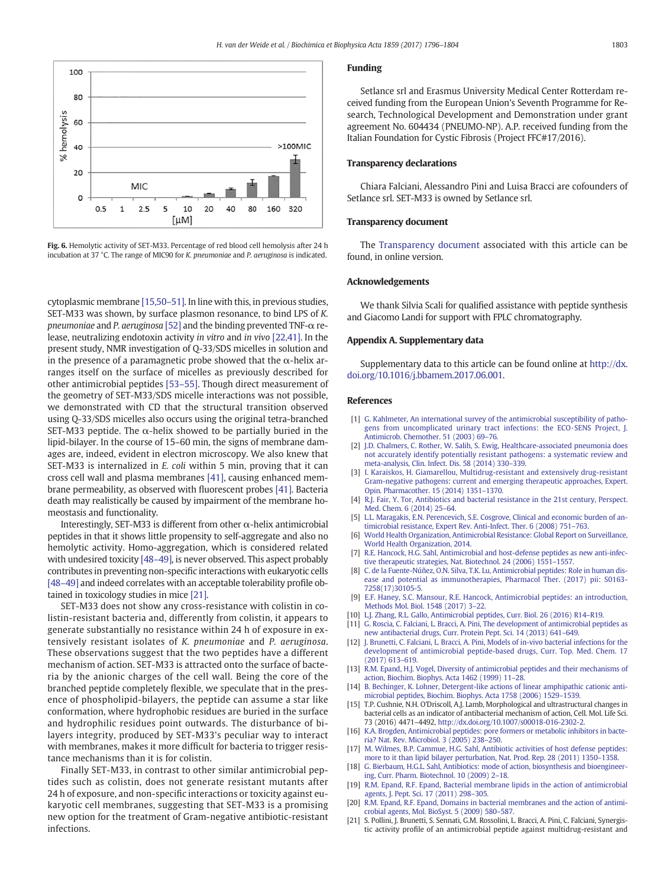Fig. 6. Hemolytic activity of SET-M33. Percentage of red blood cell hemolysis after 24 h incubation at 37 °C. The range of MIC90 for *K. pneumoniae* and *P. aeruginosa* is indicated.

cytoplasmic membrane [15,50–51]. In line with this, in previous studies, SET-M33 was shown, by surface plasmon resonance, to bind LPS of *K. pneumoniae* and *P. aeruginosa* [52] and the binding prevented TNF-α release, neutralizing endotoxin activity *in vitro* and *in vivo* [22,41]. In the present study, NMR investigation of Q-33/SDS micelles in solution and in the presence of a paramagnetic probe showed that the α-helix arranges itself on the surface of micelles as previously described for other antimicrobial peptides [53–55]. Though direct measurement of the geometry of SET-M33/SDS micelle interactions was not possible, we demonstrated with CD that the structural transition observed using Q-33/SDS micelles also occurs using the original tetra-branched SET-M33 peptide. The α-helix showed to be partially buried in the lipid-bilayer. In the course of 15–60 min, the signs of membrane damages are, indeed, evident in electron microscopy. We also knew that SET-M33 is internalized in *E. coli* within 5 min, proving that it can cross cell wall and plasma membranes [41], causing enhanced membrane permeability, as observed with fluorescent probes [41]. Bacteria death may realistically be caused by impairment of the membrane homeostasis and functionality.

Interestingly, SET-M33 is different from other α-helix antimicrobial peptides in that it shows little propensity to self-aggregate and also no hemolytic activity. Homo-aggregation, which is considered related with undesired toxicity [48–49], is never observed. This aspect probably contributes in preventing non-specific interactions with eukaryotic cells [48–49] and indeed correlates with an acceptable tolerability profile obtained in toxicology studies in mice [21].

SET-M33 does not show any cross-resistance with colistin in colistin-resistant bacteria and, differently from colistin, it appears to generate substantially no resistance within 24 h of exposure in extensively resistant isolates of *K. pneumoniae* and *P. aeruginosa*. These observations suggest that the two peptides have a different mechanism of action. SET-M33 is attracted onto the surface of bacteria by the anionic charges of the cell wall. Being the core of the branched peptide completely flexible, we speculate that in the presence of phospholipid-bilayers, the peptide can assume a star like conformation, where hydrophobic residues are buried in the surface and hydrophilic residues point outwards. The disturbance of bilayers integrity, produced by SET-M33's peculiar way to interact with membranes, makes it more difficult for bacteria to trigger resistance mechanisms than it is for colistin.

Finally SET-M33, in contrast to other similar antimicrobial peptides such as colistin, does not generate resistant mutants after 24 h of exposure, and non-specific interactions or toxicity against eukaryotic cell membranes, suggesting that SET-M33 is a promising new option for the treatment of Gram-negative antibiotic-resistant infections.

## Funding

Setlance srl and Erasmus University Medical Center Rotterdam received funding from the European Union's Seventh Programme for Research, Technological Development and Demonstration under grant agreement No. 604434 (PNEUMO-NP). A.P. received funding from the Italian Foundation for Cystic Fibrosis (Project FFC#17/2016).

## Transparency declarations

Chiara Falciani, Alessandro Pini and Luisa Bracci are cofounders of Setlance srl. SET-M33 is owned by Setlance srl.

## Transparency document

The Transparency document associated with this article can be found, in online version.

## Acknowledgements

We thank Silvia Scali for qualified assistance with peptide synthesis and Giacomo Landi for support with FPLC chromatography.

## Appendix A. Supplementary data

Supplementary data to this article can be found online at http://dx.doi.org/10.1016/j.bbamem.2017.06.001.

## References

[1] G. Kahlmeter, An international survey of the antimicrobial susceptibility of pathogens from uncomplicated urinary tract infections: the ECO·SENS Project, J. Antimicrob. Chemother. 51 (2003) 69–76.

[2] J.D. Chalmers, C. Rother, W. Salih, S. Ewig, Healthcare-associated pneumonia does not accurately identify potentially resistant pathogens: a systematic review and meta-analysis, Clin. Infect. Dis. 58 (2014) 330–339.

[3] I. Karaiskos, H. Giamarellou, Multidrug-resistant and extensively drug-resistant Gram-negative pathogens: current and emerging therapeutic approaches, Expert. Opin. Pharmacother. 15 (2014) 1351–1370.

[4] R.J. Fair, Y. Tor, Antibiotics and bacterial resistance in the 21st century, Perspect. Med. Chem. 6 (2014) 25–64.

[5] L.L. Maragakis, E.N. Perencevich, S.E. Cosgrove, Clinical and economic burden of antimicrobial resistance, Expert Rev. Anti-Infect. Ther. 6 (2008) 751–763.

[6] World Health Organization, Antimicrobial Resistance: Global Report on Surveillance, World Health Organization, 2014.

[7] R.E. Hancock, H.G. Sahl, Antimicrobial and host-defense peptides as new anti-infective therapeutic strategies, Nat. Biotechnol. 24 (2006) 1551–1557.

[8] C. de la Fuente-Núñez, O.N. Silva, T.K. Lu, Antimicrobial peptides: Role in human disease and potential as immunotherapies, Pharmacol Ther. (2017) pii: S0163-7258(17)30105-5.

[9] E.F. Haney, S.C. Mansour, R.E. Hancock, Antimicrobial peptides: an introduction, Methods Mol. Biol. 1548 (2017) 3–22.

[10] L.J. Zhang, R.L. Gallo, Antimicrobial peptides, Curr. Biol. 26 (2016) R14–R19.

[11] G. Roscia, C. Falciani, L. Bracci, A. Pini, The development of antimicrobial peptides as new antibacterial drugs, Curr. Protein Pept. Sci. 14 (2013) 641–649.

[12] J. Brunetti, C. Falciani, L. Bracci, A. Pini, Models of in-vivo bacterial infections for the development of antimicrobial peptide-based drugs, Curr. Top. Med. Chem. 17 (2017) 613–619.

[13] R.M. Epand, H.J. Vogel, Diversity of antimicrobial peptides and their mechanisms of action, Biochim. Biophys. Acta 1462 (1999) 11–28.

[14] B. Bechinger, K. Lohner, Detergent-like actions of linear amphipathic cationic antimicrobial peptides, Biochim. Biophys. Acta 1758 (2006) 1529–1539.

[15] T.P. Cushnie, N.H. O'Driscoll, A.J. Lamb, Morphological and ultrastructural changes in bacterial cells as an indicator of antibacterial mechanism of action, Cell. Mol. Life Sci. 73 (2016) 4471–4492, http://dx.doi.org/10.1007/s00018-016-2302-2.

[16] K.A. Brogden, Antimicrobial peptides: pore formers or metabolic inhibitors in bacteria? Nat. Rev. Microbiol. 3 (2005) 238–250.

[17] M. Wilmes, B.P. Cammue, H.G. Sahl, Antibiotic activities of host defense peptides: more to it than lipid bilayer perturbation, Nat. Prod. Rep. 28 (2011) 1350–1358.

[18] G. Bierbaum, H.G.L. Sahl, Antibiotics: mode of action, biosynthesis and bioengineering, Curr. Pharm. Biotechnol. 10 (2009) 2–18.

[19] R.M. Epand, R.F. Epand, Bacterial membrane lipids in the action of antimicrobial agents, J. Pept. Sci. 17 (2011) 298–305.

[20] R.M. Epand, R.F. Epand, Domains in bacterial membranes and the action of antimicrobial agents, Mol. BioSyst. 5 (2009) 580–587.

[21] S. Pollini, J. Brunetti, S. Sennati, G.M. Rossolini, L. Bracci, A. Pini, C. Falciani, Synergistic activity profile of an antimicrobial peptide against multidrug-resistant and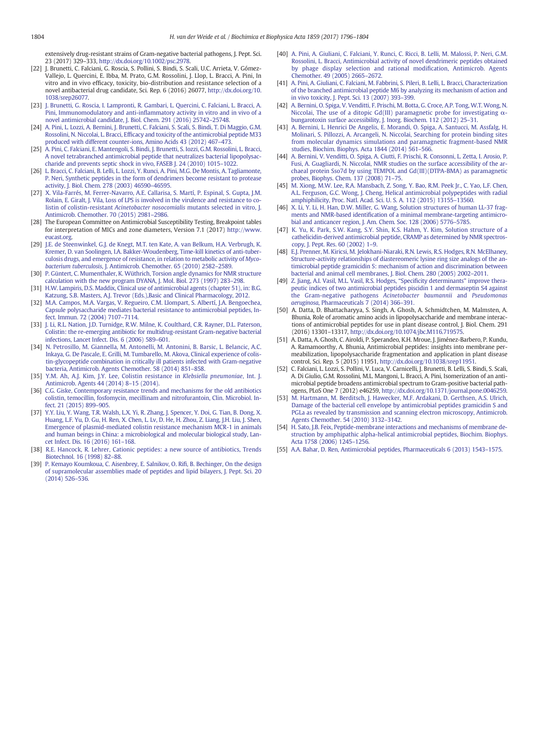extensively drug-resistant strains of Gram-negative bacterial pathogens, J. Pept. Sci. 23 (2017) 329–333, http://dx.doi.org/10.1002/psc.2978.

[22] J. Brunetti, C. Falciani, G. Roscia, S. Pollini, S. Bindi, S. Scali, U.C. Arrieta, V. Gómez-Vallejo, L. Quercini, E. Ibba, M. Prato, G.M. Rossolini, J. Llop, L. Bracci, A. Pini, In vitro and in vivo efficacy, toxicity, bio-distribution and resistance selection of a novel antibacterial drug candidate, Sci. Rep. 6 (2016) 26077, http://dx.doi.org/10.1038/srep26077.

[23] J. Brunetti, G. Roscia, I. Lampronti, R. Gambari, L. Quercini, C. Falciani, L. Bracci, A. Pini, Immunomodulatory and anti-inflammatory activity in vitro and in vivo of a novel antimicrobial candidate, J. Biol. Chem. 291 (2016) 25742–25748.

[24] A. Pini, L. Lozzi, A. Bernini, J. Brunetti, C. Falciani, S. Scali, S. Bindi, T. Di Maggio, G.M. Rossolini, N. Niccolai, L. Bracci, Efficacy and toxicity of the antimicrobial peptide M33 produced with different counter-ions, Amino Acids 43 (2012) 467–473.

[25] A. Pini, C. Falciani, E. Mantengoli, S. Bindi, J. Brunetti, S. Iozzi, G.M. Rossolini, L. Bracci, A novel tetrabranched antimicrobial peptide that neutralizes bacterial lipopolysaccharide and prevents septic shock in vivo, FASEB J. 24 (2010) 1015–1022.

[26] L. Bracci, C. Falciani, B. Lelli, L. Lozzi, Y. Runci, A. Pini, M.G. De Montis, A. Tagliamonte, P. Neri, Synthetic peptides in the form of dendrimers become resistant to protease activity, J. Biol. Chem. 278 (2003) 46590–46595.

[27] X. Vila-Farrés, M. Ferrer-Navarro, A.E. Callarisa, S. Martí, P. Espinal, S. Gupta, J.M. Rolain, E. Giralt, J. Vila, Loss of LPS is involved in the virulence and resistance to colistin of colistin-resistant *Acinetobacter nosocomialis* mutants selected in vitro, J. Antimicrob. Chemother. 70 (2015) 2981–2986.

[28] The European Committee on Antimicrobial Susceptibility Testing, Breakpoint tables for interpretation of MICs and zone diameters, Version 7.1 (2017) http://www.eucast.org.

[29] J.E. de Steenwinkel, G.J. de Knegt, M.T. ten Kate, A. van Belkum, H.A. Verbrugh, K. Kremer, D. van Soolingen, I.A. Bakker-Woudenberg, Time-kill kinetics of anti-tuberculosis drugs, and emergence of resistance, in relation to metabolic activity of *Mycobacterium tuberculosis*, J. Antimicrob. Chemother. 65 (2010) 2582–2589.

[30] P. Güntert, C. Mumenthaler, K. Wüthrich, Torsion angle dynamics for NMR structure calculation with the new program DYANA, J. Mol. Biol. 273 (1997) 283–298.

[31] H.W. Lampiris, D.S. Maddix, Clinical use of antimicrobial agents (chapter 51), in: B.G. Katzung, S.B. Masters, A.J. Trevor (Eds.),Basic and Clinical Pharmacology, 2012.

[32] M.A. Campos, M.A. Vargas, V. Regueiro, C.M. Llompart, S. Albertí, J.A. Bengoechea, Capsule polysaccharide mediates bacterial resistance to antimicrobial peptides, Infect. Immun. 72 (2004) 7107–7114.

[33] J. Li, R.L. Nation, J.D. Turnidge, R.W. Milne, K. Coulthard, C.R. Rayner, D.L. Paterson, Colistin: the re-emerging antibiotic for multidrug-resistant Gram-negative bacterial infections, Lancet Infect. Dis. 6 (2006) 589–601.

[34] N. Petrosillo, M. Giannella, M. Antonelli, M. Antonini, B. Barsic, L. Belancic, A.C. Inkaya, G. De Pascale, E. Grilli, M. Tumbarello, M. Akova, Clinical experience of colistin-glycopeptide combination in critically ill patients infected with Gram-negative bacteria, Antimicrob. Agents Chemother. 58 (2014) 851–858.

[35] Y.M. Ah, A.J. Kim, J.Y. Lee, Colistin resistance in *Klebsiella pneumoniae*, Int. J. Antimicrob. Agents 44 (2014) 8–15 (2014).

[36] C.G. Giske, Contemporary resistance trends and mechanisms for the old antibiotics colistin, temocillin, fosfomycin, mecillinam and nitrofurantoin, Clin. Microbiol. Infect. 21 (2015) 899–905.

[37] Y.Y. Liu, Y. Wang, T.R. Walsh, L.X. Yi, R. Zhang, J. Spencer, Y. Doi, G. Tian, B. Dong, X. Huang, L.F. Yu, D. Gu, H. Ren, X. Chen, L. Lv, D. He, H. Zhou, Z. Liang, J.H. Liu, J. Shen, Emergence of plasmid-mediated colistin resistance mechanism MCR-1 in animals and human beings in China: a microbiological and molecular biological study, Lancet Infect. Dis. 16 (2016) 161–168.

[38] R.E. Hancock, R. Lehrer, Cationic peptides: a new source of antibiotics, Trends Biotechnol. 16 (1998) 82–88.

[39] P. Kemayo Koumkoua, C. Aisenbrey, E. Salnikov, O. Rifi, B. Bechinger, On the design of supramolecular assemblies made of peptides and lipid bilayers, J. Pept. Sci. 20 (2014) 526–536.

[40] A. Pini, A. Giuliani, C. Falciani, Y. Runci, C. Ricci, B. Lelli, M. Malossi, P. Neri, G.M. Rossolini, L. Bracci, Antimicrobial activity of novel dendrimeric peptides obtained by phage display selection and rational modification, Antimicrob. Agents Chemother. 49 (2005) 2665–2672.

[41] A. Pini, A. Giuliani, C. Falciani, M. Fabbrini, S. Pileri, B. Lelli, L. Bracci, Characterization of the branched antimicrobial peptide M6 by analyzing its mechanism of action and in vivo toxicity, J. Pept. Sci. 13 (2007) 393–399.

[42] A. Bernini, O. Spiga, V. Venditti, F. Prischi, M. Botta, G. Croce, A.P. Tong, W.T. Wong, N. Niccolai, The use of a ditopic Gd(III) paramagnetic probe for investigating α-bungarotoxin surface accessibility, J. Inorg. Biochem. 112 (2012) 25–31.

[43] A. Bernini, L. Henrici De Angelis, E. Morandi, O. Spiga, A. Santucci, M. Assfalg, H. Molinari, S. Pillozzi, A. Arcangeli, N. Niccolai, Searching for protein binding sites from molecular dynamics simulations and paramagnetic fragment-based NMR studies, Biochim. Biophys. Acta 1844 (2014) 561–566.

[44] A. Bernini, V. Venditti, O. Spiga, A. Ciutti, F. Prischi, R. Consonni, L. Zetta, I. Arosio, P. Fusi, A. Guagliardi, N. Niccolai, NMR studies on the surface accessibility of the archaeal protein Sso7d by using TEMPOL and Gd(III)(DTPA-BMA) as paramagnetic probes, Biophys. Chem. 137 (2008) 71–75.

[45] M. Xiong, M.W. Lee, R.A. Mansbach, Z. Song, Y. Bao, R.M. Peek Jr., C. Yao, L.F. Chen, A.L. Ferguson, G.C. Wong, J. Cheng, Helical antimicrobial polypeptides with radial amphiphilicity, Proc. Natl. Acad. Sci. U. S. A. 112 (2015) 13155–13560.

[46] X. Li, Y. Li, H. Han, D.W. Miller, G. Wang, Solution structures of human LL-37 fragments and NMR-based identification of a minimal membrane-targeting antimicrobial and anticancer region, J. Am. Chem. Soc. 128 (2006) 5776–5785.

[47] K. Yu, K. Park, S.W. Kang, S.Y. Shin, K.S. Hahm, Y. Kim, Solution structure of a cathelicidin-derived antimicrobial peptide, CRAMP as determined by NMR spectroscopy, J. Pept. Res. 60 (2002) 1–9.

[48] E.J. Prenner, M. Kiricsi, M. Jelokhani-Niaraki, R.N. Lewis, R.S. Hodges, R.N. McElhaney, Structure-activity relationships of diastereomeric lysine ring size analogs of the antimicrobial peptide gramicidin S: mechanism of action and discrimination between bacterial and animal cell membranes, J. Biol. Chem. 280 (2005) 2002–2011.

[49] Z. Jiang, A.I. Vasil, M.L. Vasil, R.S. Hodges, "Specificity determinants" improve therapeutic indices of two antimicrobial peptides piscidin 1 and dermaseptin S4 against the Gram-negative pathogens *Acinetobacter baumannii* and *Pseudomonas aeruginosa*, Pharmaceuticals 7 (2014) 366–391.

[50] A. Datta, D. Bhattacharyya, S. Singh, A. Ghosh, A. Schmidtchen, M. Malmsten, A. Bhunia, Role of aromatic amino acids in lipopolysaccharide and membrane interactions of antimicrobial peptides for use in plant disease control, J. Biol. Chem. 291 (2016) 13301–13317, http://dx.doi.org/10.1074/jbc.M116.719575.

[51] A. Datta, A. Ghosh, C. Airoldi, P. Sperandeo, K.H. Mroue, J. Jiménez-Barbero, P. Kundu, A. Ramamoorthy, A. Bhunia, Antimicrobial peptides: insights into membrane permeabilization, lipopolysaccharide fragmentation and application in plant disease control, Sci. Rep. 5 (2015) 11951, http://dx.doi.org/10.1038/srep11951.

[52] C. Falciani, L. Lozzi, S. Pollini, V. Luca, V. Carnicelli, J. Brunetti, B. Lelli, S. Bindi, S. Scali, A. Di Giulio, G.M. Rossolini, M.L. Mangoni, L. Bracci, A. Pini, Isomerization of an antimicrobial peptide broadens antimicrobial spectrum to Gram-positive bacterial pathogens, PLoS One 7 (2012) e46259, http://dx.doi.org/10.1371/journal.pone.0046259.

[53] M. Hartmann, M. Berditsch, J. Hawecker, M.F. Ardakani, D. Gerthsen, A.S. Ulrich, Damage of the bacterial cell envelope by antimicrobial peptides gramicidin S and PGLa as revealed by transmission and scanning electron microscopy, Antimicrob. Agents Chemother. 54 (2010) 3132–3142.

[54] H. Sato, J.B. Feix, Peptide-membrane interactions and mechanisms of membrane destruction by amphipathic alpha-helical antimicrobial peptides, Biochim. Biophys. Acta 1758 (2006) 1245–1256.

[55] A.A. Bahar, D. Ren, Antimicrobial peptides, Pharmaceuticals 6 (2013) 1543–1575.